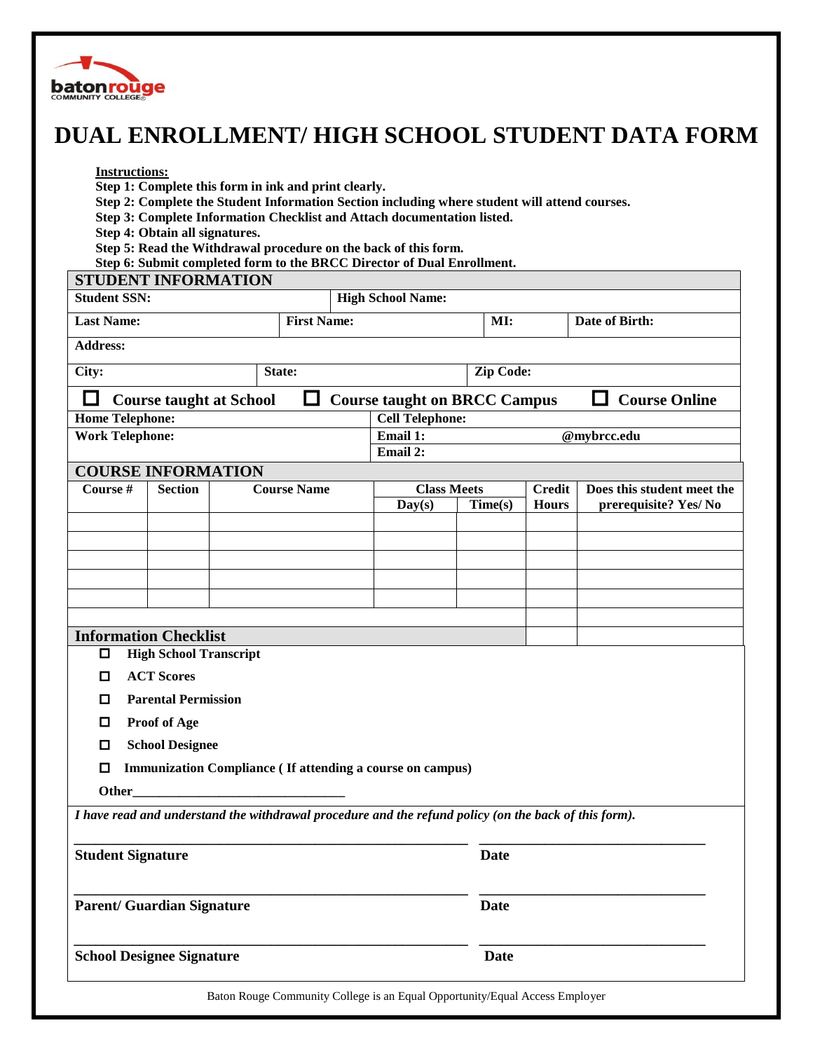batonrouge COMMUNITY COLLEGE

# DUAL ENROLLMENT/ HIGH SCHOOL STUDENT DATA FORM

**Instructions:**

**Step 1: Complete this form in ink and print clearly.**
**Step 2: Complete the Student Information Section including where student will attend courses.**
**Step 3: Complete Information Checklist and Attach documentation listed.**
**Step 4: Obtain all signatures.**
**Step 5: Read the Withdrawal procedure on the back of this form.**
**Step 6: Submit completed form to the BRCC Director of Dual Enrollment.**

## STUDENT INFORMATION

| | | | |
|---|---|---|---|
| **Student SSN:** | **High School Name:** | | |
| **Last Name:** | **First Name:** | **MI:** | **Date of Birth:** |
| **Address:** | | | |
| **City:** | **State:** | **Zip Code:** | |

☐ **Course taught at School** ☐ **Course taught on BRCC Campus** ☐ **Course Online**

| | |
|---|---|
| **Home Telephone:** | **Cell Telephone:** |
| **Work Telephone:** | **Email 1:** @mybrcc.edu |
| | **Email 2:** |

## COURSE INFORMATION

| Course # | Section | Course Name | Class Meets Day(s) | Class Meets Time(s) | Credit Hours | Does this student meet the prerequisite? Yes/ No |
|---|---|---|---|---|---|---|
| | | | | | | |
| | | | | | | |
| | | | | | | |
| | | | | | | |
| | | | | | | |
| | | | | | | |

## Information Checklist

- ☐ **High School Transcript**
- ☐ **ACT Scores**
- ☐ **Parental Permission**
- ☐ **Proof of Age**
- ☐ **School Designee**
- ☐ **Immunization Compliance ( If attending a course on campus)**

**Other**_______________________________

***I have read and understand the withdrawal procedure and the refund policy (on the back of this form).***

_______________________________________________ _______________________________
**Student Signature** **Date**

_______________________________________________ _______________________________
**Parent/ Guardian Signature** **Date**

_______________________________________________ _______________________________
**School Designee Signature** **Date**

Baton Rouge Community College is an Equal Opportunity/Equal Access Employer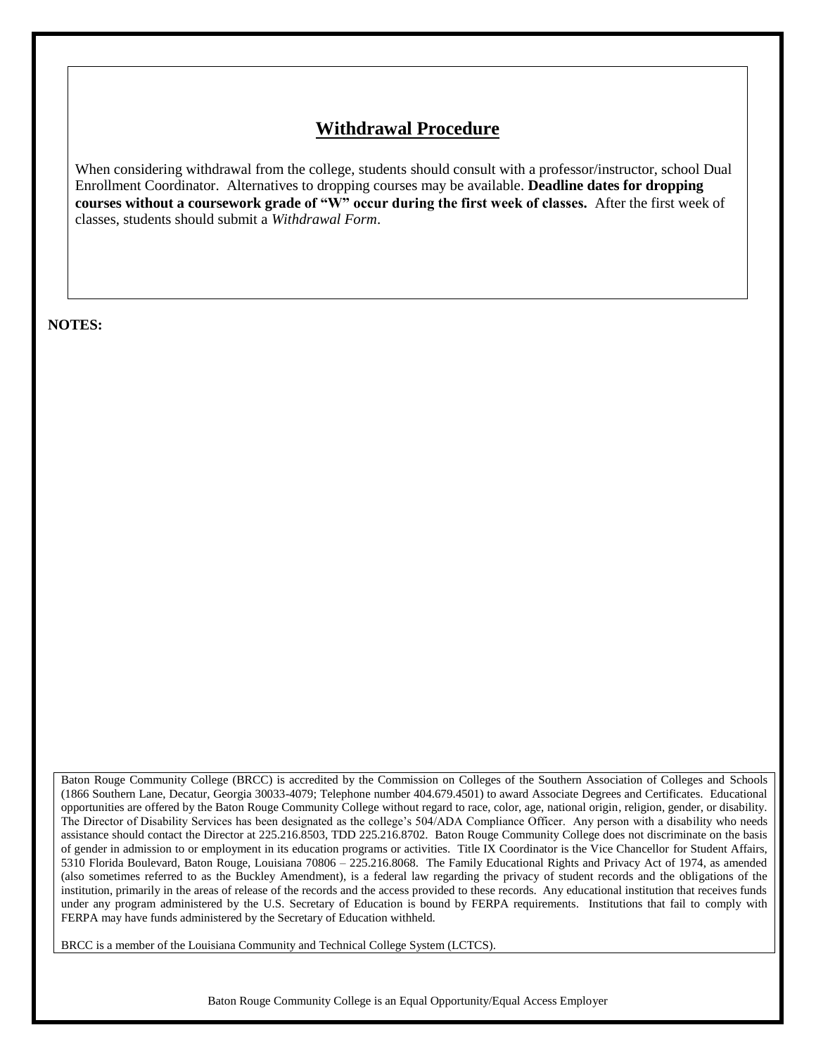## Withdrawal Procedure

When considering withdrawal from the college, students should consult with a professor/instructor, school Dual Enrollment Coordinator. Alternatives to dropping courses may be available. **Deadline dates for dropping courses without a coursework grade of "W" occur during the first week of classes.** After the first week of classes, students should submit a *Withdrawal Form*.

**NOTES:**

Baton Rouge Community College (BRCC) is accredited by the Commission on Colleges of the Southern Association of Colleges and Schools (1866 Southern Lane, Decatur, Georgia 30033-4079; Telephone number 404.679.4501) to award Associate Degrees and Certificates. Educational opportunities are offered by the Baton Rouge Community College without regard to race, color, age, national origin, religion, gender, or disability. The Director of Disability Services has been designated as the college's 504/ADA Compliance Officer. Any person with a disability who needs assistance should contact the Director at 225.216.8503, TDD 225.216.8702. Baton Rouge Community College does not discriminate on the basis of gender in admission to or employment in its education programs or activities. Title IX Coordinator is the Vice Chancellor for Student Affairs, 5310 Florida Boulevard, Baton Rouge, Louisiana 70806 – 225.216.8068. The Family Educational Rights and Privacy Act of 1974, as amended (also sometimes referred to as the Buckley Amendment), is a federal law regarding the privacy of student records and the obligations of the institution, primarily in the areas of release of the records and the access provided to these records. Any educational institution that receives funds under any program administered by the U.S. Secretary of Education is bound by FERPA requirements. Institutions that fail to comply with FERPA may have funds administered by the Secretary of Education withheld.

BRCC is a member of the Louisiana Community and Technical College System (LCTCS).

Baton Rouge Community College is an Equal Opportunity/Equal Access Employer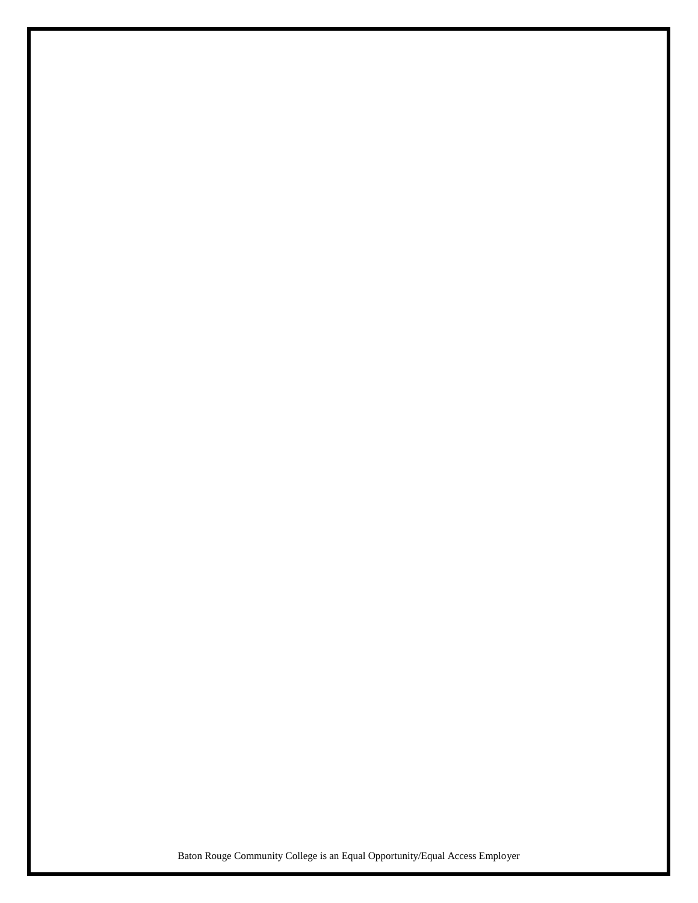Baton Rouge Community College is an Equal Opportunity/Equal Access Employer